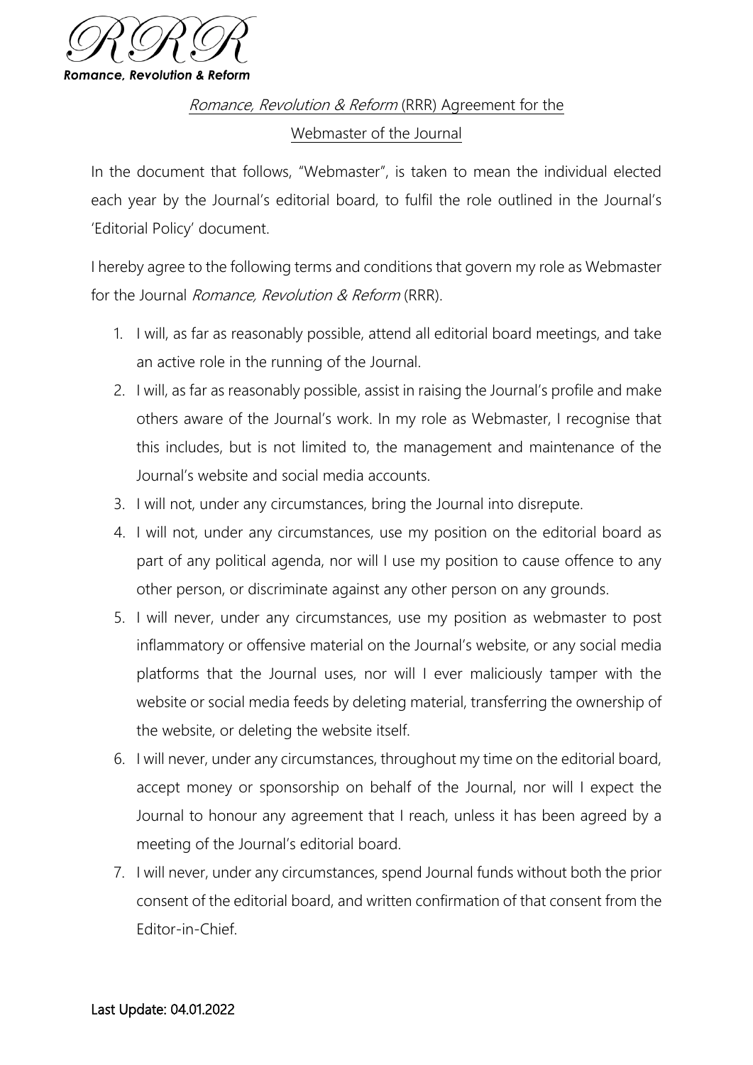RRR

*Romance, Revolution & Reform*

## *Romance, Revolution & Reform* (RRR) Agreement for the Webmaster of the Journal

In the document that follows, "Webmaster", is taken to mean the individual elected each year by the Journal's editorial board, to fulfil the role outlined in the Journal's 'Editorial Policy' document.

I hereby agree to the following terms and conditions that govern my role as Webmaster for the Journal *Romance, Revolution & Reform* (RRR).

1. I will, as far as reasonably possible, attend all editorial board meetings, and take an active role in the running of the Journal.
2. I will, as far as reasonably possible, assist in raising the Journal's profile and make others aware of the Journal's work. In my role as Webmaster, I recognise that this includes, but is not limited to, the management and maintenance of the Journal's website and social media accounts.
3. I will not, under any circumstances, bring the Journal into disrepute.
4. I will not, under any circumstances, use my position on the editorial board as part of any political agenda, nor will I use my position to cause offence to any other person, or discriminate against any other person on any grounds.
5. I will never, under any circumstances, use my position as webmaster to post inflammatory or offensive material on the Journal's website, or any social media platforms that the Journal uses, nor will I ever maliciously tamper with the website or social media feeds by deleting material, transferring the ownership of the website, or deleting the website itself.
6. I will never, under any circumstances, throughout my time on the editorial board, accept money or sponsorship on behalf of the Journal, nor will I expect the Journal to honour any agreement that I reach, unless it has been agreed by a meeting of the Journal's editorial board.
7. I will never, under any circumstances, spend Journal funds without both the prior consent of the editorial board, and written confirmation of that consent from the Editor-in-Chief.

Last Update: 04.01.2022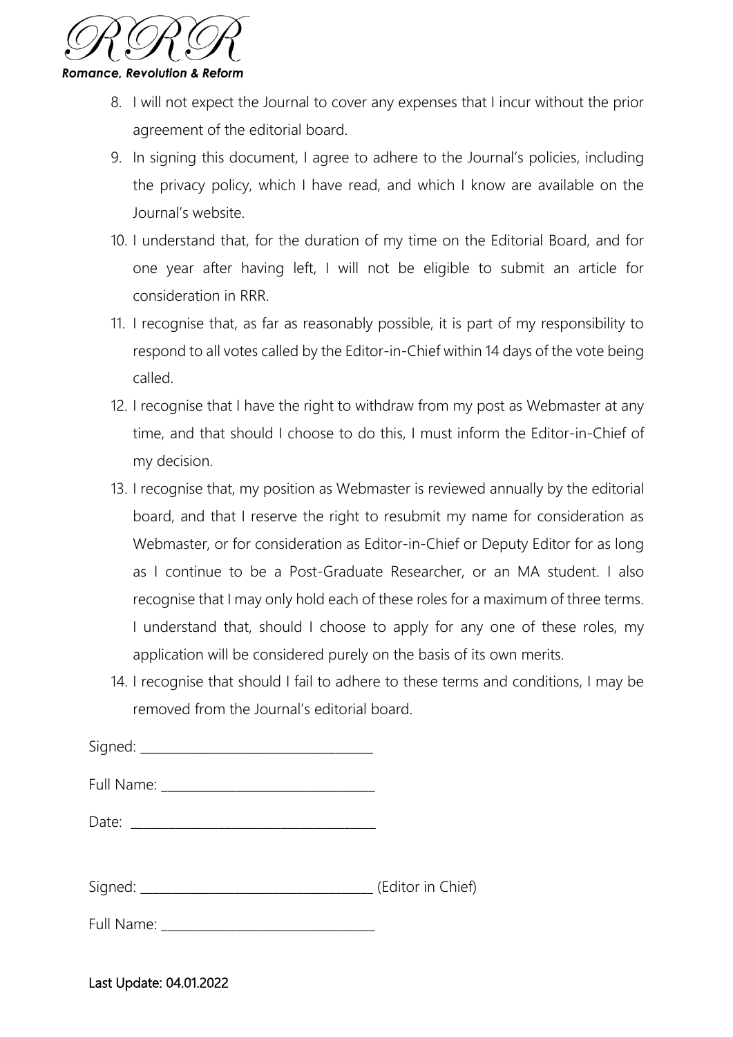8. I will not expect the Journal to cover any expenses that I incur without the prior agreement of the editorial board.
9. In signing this document, I agree to adhere to the Journal's policies, including the privacy policy, which I have read, and which I know are available on the Journal's website.
10. I understand that, for the duration of my time on the Editorial Board, and for one year after having left, I will not be eligible to submit an article for consideration in RRR.
11. I recognise that, as far as reasonably possible, it is part of my responsibility to respond to all votes called by the Editor-in-Chief within 14 days of the vote being called.
12. I recognise that I have the right to withdraw from my post as Webmaster at any time, and that should I choose to do this, I must inform the Editor-in-Chief of my decision.
13. I recognise that, my position as Webmaster is reviewed annually by the editorial board, and that I reserve the right to resubmit my name for consideration as Webmaster, or for consideration as Editor-in-Chief or Deputy Editor for as long as I continue to be a Post-Graduate Researcher, or an MA student. I also recognise that I may only hold each of these roles for a maximum of three terms. I understand that, should I choose to apply for any one of these roles, my application will be considered purely on the basis of its own merits.
14. I recognise that should I fail to adhere to these terms and conditions, I may be removed from the Journal's editorial board.

Signed: ___________________________________

Full Name: ________________________________

Date: _____________________________________

Signed: ___________________________________ (Editor in Chief)

Full Name: ________________________________

Last Update: 04.01.2022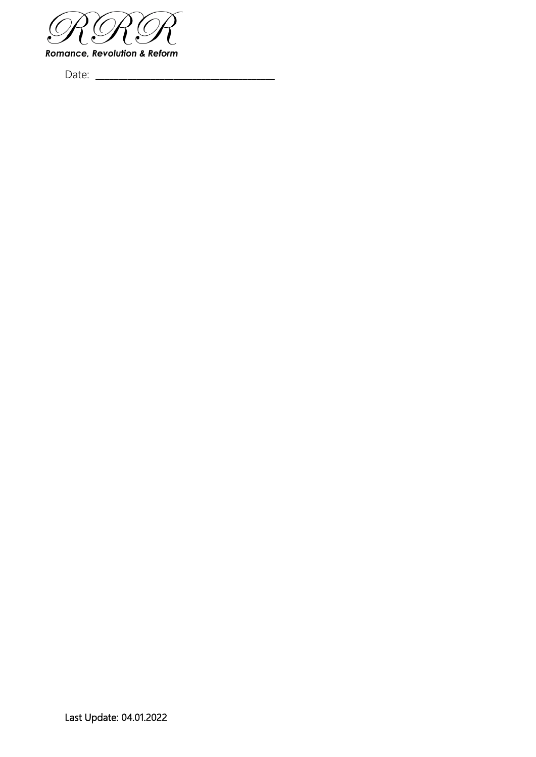RRR

*Romance, Revolution & Reform*

Date: ______________________________

Last Update: 04.01.2022